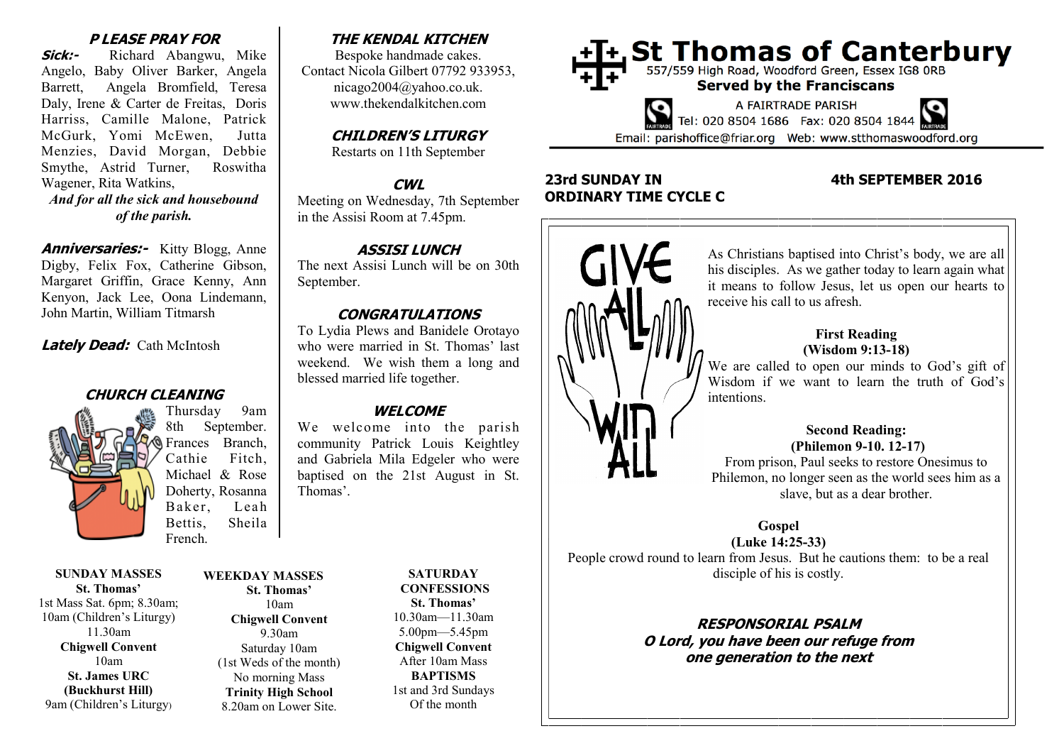# St Thomas of Canterbury

557/559 High Road, Woodford Green, Essex IG8 0RB

**Served by the Franciscans**

A FAIRTRADE PARISH

Tel: 020 8504 1686 Fax: 020 8504 1844

Email: parishoffice@friar.org Web: www.stthomaswoodford.org

## 23rd SUNDAY IN ORDINARY TIME CYCLE C

## 4th SEPTEMBER 2016

GIVE ALL WIN ALL

As Christians baptised into Christ's body, we are all his disciples. As we gather today to learn again what it means to follow Jesus, let us open our hearts to receive his call to us afresh.

**First Reading**
**(Wisdom 9:13-18)**

We are called to open our minds to God's gift of Wisdom if we want to learn the truth of God's intentions.

**Second Reading:**
**(Philemon 9-10. 12-17)**

From prison, Paul seeks to restore Onesimus to Philemon, no longer seen as the world sees him as a slave, but as a dear brother.

**Gospel**
**(Luke 14:25-33)**

People crowd round to learn from Jesus. But he cautions them: to be a real disciple of his is costly.

**RESPONSORIAL PSALM**

***O Lord, you have been our refuge from one generation to the next***

### PLEASE PRAY FOR

***Sick:-*** Richard Abangwu, Mike Angelo, Baby Oliver Barker, Angela Barrett, Angela Bromfield, Teresa Daly, Irene & Carter de Freitas, Doris Harriss, Camille Malone, Patrick McGurk, Yomi McEwen, Jutta Menzies, David Morgan, Debbie Smythe, Astrid Turner, Roswitha Wagener, Rita Watkins,

***And for all the sick and housebound of the parish.***

***Anniversaries:-*** Kitty Blogg, Anne Digby, Felix Fox, Catherine Gibson, Margaret Griffin, Grace Kenny, Ann Kenyon, Jack Lee, Oona Lindemann, John Martin, William Titmarsh

***Lately Dead:*** Cath McIntosh

### CHURCH CLEANING

Thursday 9am 8th September. Frances Branch, Cathie Fitch, Michael & Rose Doherty, Rosanna Baker, Leah Bettis, Sheila French.

### THE KENDAL KITCHEN

Bespoke handmade cakes.
Contact Nicola Gilbert 07792 933953, nicago2004@yahoo.co.uk.
www.thekendalkitchen.com

### CHILDREN'S LITURGY

Restarts on 11th September

### CWL

Meeting on Wednesday, 7th September in the Assisi Room at 7.45pm.

### ASSISI LUNCH

The next Assisi Lunch will be on 30th September.

### CONGRATULATIONS

To Lydia Plews and Banidele Orotayo who were married in St. Thomas' last weekend. We wish them a long and blessed married life together.

### WELCOME

We welcome into the parish community Patrick Louis Keightley and Gabriela Mila Edgeler who were baptised on the 21st August in St. Thomas'.

**SUNDAY MASSES**
**St. Thomas'**
1st Mass Sat. 6pm; 8.30am;
10am (Children's Liturgy)
11.30am
**Chigwell Convent**
10am
**St. James URC (Buckhurst Hill)**
9am (Children's Liturgy)

**WEEKDAY MASSES**
**St. Thomas'**
10am
**Chigwell Convent**
9.30am
Saturday 10am
(1st Weds of the month)
No morning Mass
**Trinity High School**
8.20am on Lower Site.

**SATURDAY CONFESSIONS**
**St. Thomas'**
10.30am—11.30am
5.00pm—5.45pm
**Chigwell Convent**
After 10am Mass
**BAPTISMS**
1st and 3rd Sundays
Of the month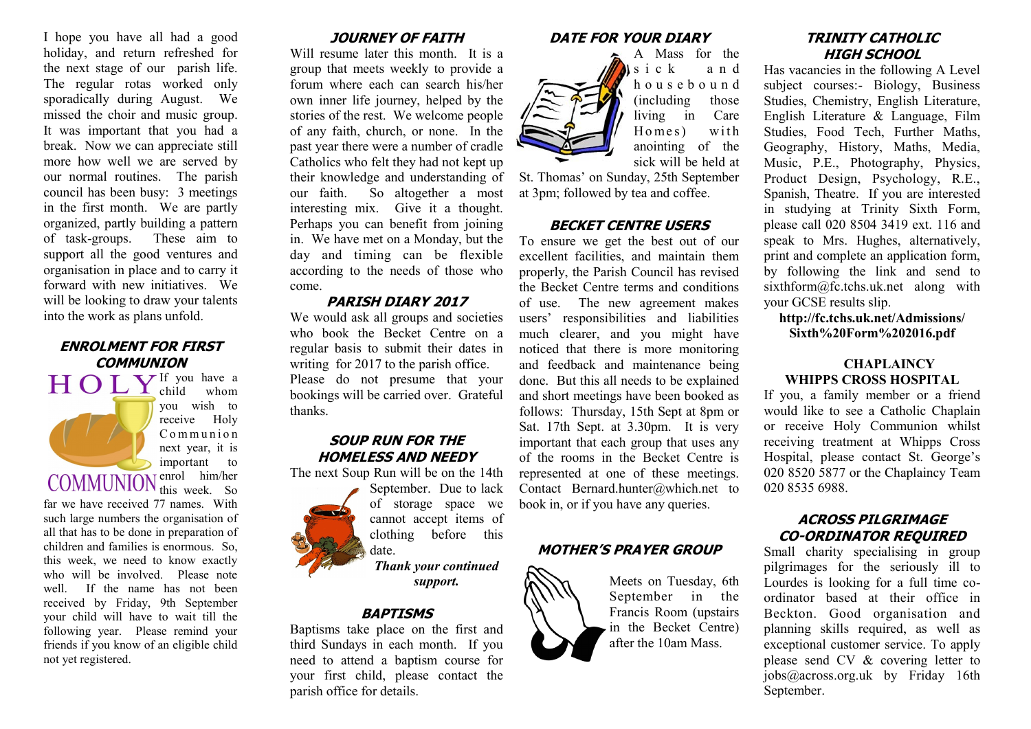I hope you have all had a good holiday, and return refreshed for the next stage of our parish life. The regular rotas worked only sporadically during August. We missed the choir and music group. It was important that you had a break. Now we can appreciate still more how well we are served by our normal routines. The parish council has been busy: 3 meetings in the first month. We are partly organized, partly building a pattern of task-groups. These aim to support all the good ventures and organisation in place and to carry it forward with new initiatives. We will be looking to draw your talents into the work as plans unfold.

## ENROLMENT FOR FIRST COMMUNION

HOLY COMMUNION

If you have a child whom you wish to receive Holy Communion next year, it is important to enrol him/her this week. So far we have received 77 names. With such large numbers the organisation of all that has to be done in preparation of children and families is enormous. So, this week, we need to know exactly who will be involved. Please note well. If the name has not been received by Friday, 9th September your child will have to wait till the following year. Please remind your friends if you know of an eligible child not yet registered.

## JOURNEY OF FAITH

Will resume later this month. It is a group that meets weekly to provide a forum where each can search his/her own inner life journey, helped by the stories of the rest. We welcome people of any faith, church, or none. In the past year there were a number of cradle Catholics who felt they had not kept up their knowledge and understanding of our faith. So altogether a most interesting mix. Give it a thought. Perhaps you can benefit from joining in. We have met on a Monday, but the day and timing can be flexible according to the needs of those who come.

## PARISH DIARY 2017

We would ask all groups and societies who book the Becket Centre on a regular basis to submit their dates in writing for 2017 to the parish office. Please do not presume that your bookings will be carried over. Grateful thanks.

## SOUP RUN FOR THE HOMELESS AND NEEDY

The next Soup Run will be on the 14th September. Due to lack of storage space we cannot accept items of clothing before this date.

***Thank your continued support.***

## BAPTISMS

Baptisms take place on the first and third Sundays in each month. If you need to attend a baptism course for your first child, please contact the parish office for details.

## DATE FOR YOUR DIARY

A Mass for the sick and housebound (including those living in Care Homes) with anointing of the sick will be held at St. Thomas' on Sunday, 25th September at 3pm; followed by tea and coffee.

## BECKET CENTRE USERS

To ensure we get the best out of our excellent facilities, and maintain them properly, the Parish Council has revised the Becket Centre terms and conditions of use. The new agreement makes users' responsibilities and liabilities much clearer, and you might have noticed that there is more monitoring and feedback and maintenance being done. But this all needs to be explained and short meetings have been booked as follows: Thursday, 15th Sept at 8pm or Sat. 17th Sept. at 3.30pm. It is very important that each group that uses any of the rooms in the Becket Centre is represented at one of these meetings. Contact Bernard.hunter@which.net to book in, or if you have any queries.

## MOTHER'S PRAYER GROUP

Meets on Tuesday, 6th September in the Francis Room (upstairs in the Becket Centre) after the 10am Mass.

## TRINITY CATHOLIC HIGH SCHOOL

Has vacancies in the following A Level subject courses:- Biology, Business Studies, Chemistry, English Literature, English Literature & Language, Film Studies, Food Tech, Further Maths, Geography, History, Maths, Media, Music, P.E., Photography, Physics, Product Design, Psychology, R.E., Spanish, Theatre. If you are interested in studying at Trinity Sixth Form, please call 020 8504 3419 ext. 116 and speak to Mrs. Hughes, alternatively, print and complete an application form, by following the link and send to sixthform@fc.tchs.uk.net along with your GCSE results slip.

**http://fc.tchs.uk.net/Admissions/Sixth%20Form%202016.pdf**

## CHAPLAINCY WHIPPS CROSS HOSPITAL

If you, a family member or a friend would like to see a Catholic Chaplain or receive Holy Communion whilst receiving treatment at Whipps Cross Hospital, please contact St. George's 020 8520 5877 or the Chaplaincy Team 020 8535 6988.

## ACROSS PILGRIMAGE CO-ORDINATOR REQUIRED

Small charity specialising in group pilgrimages for the seriously ill to Lourdes is looking for a full time co-ordinator based at their office in Beckton. Good organisation and planning skills required, as well as exceptional customer service. To apply please send CV & covering letter to jobs@across.org.uk by Friday 16th September.